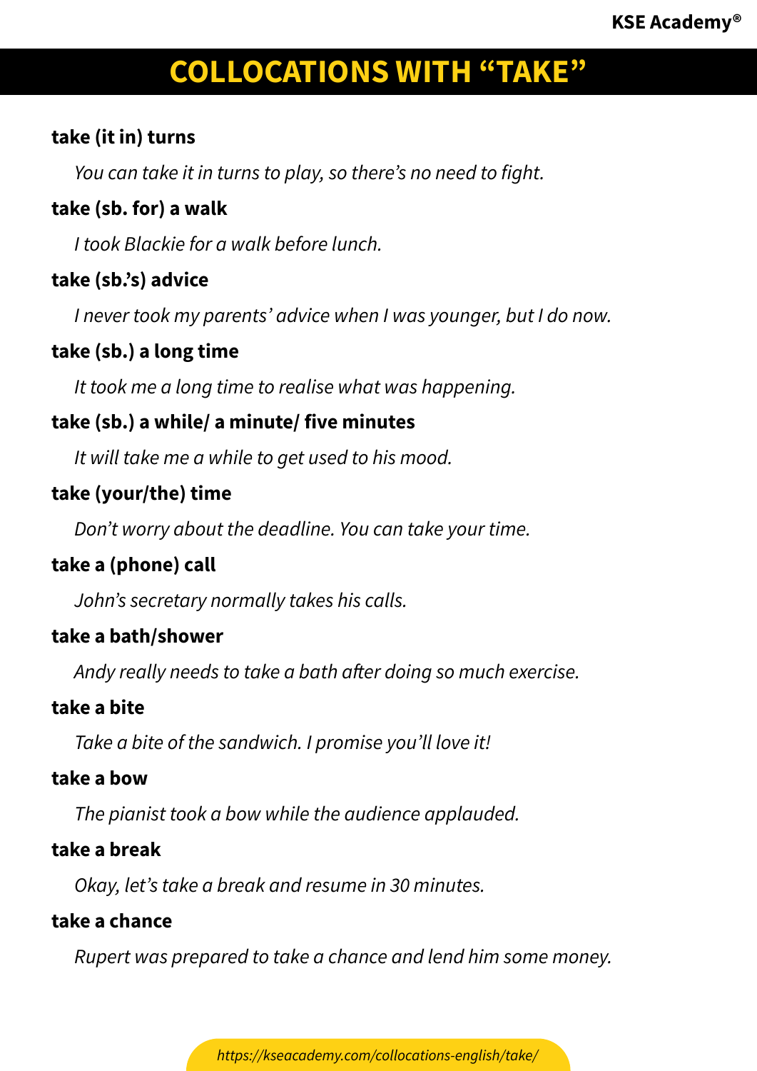# COLLOCATIONS WITH "TAKE"

**take (it in) turns**

*You can take it in turns to play, so there's no need to fight.*

**take (sb. for) a walk**

*I took Blackie for a walk before lunch.*

**take (sb.'s) advice**

*I never took my parents' advice when I was younger, but I do now.*

**take (sb.) a long time**

*It took me a long time to realise what was happening.*

**take (sb.) a while/ a minute/ five minutes**

*It will take me a while to get used to his mood.*

**take (your/the) time**

*Don't worry about the deadline. You can take your time.*

**take a (phone) call**

*John's secretary normally takes his calls.*

**take a bath/shower**

*Andy really needs to take a bath after doing so much exercise.*

**take a bite**

*Take a bite of the sandwich. I promise you'll love it!*

**take a bow**

*The pianist took a bow while the audience applauded.*

**take a break**

*Okay, let's take a break and resume in 30 minutes.*

**take a chance**

*Rupert was prepared to take a chance and lend him some money.*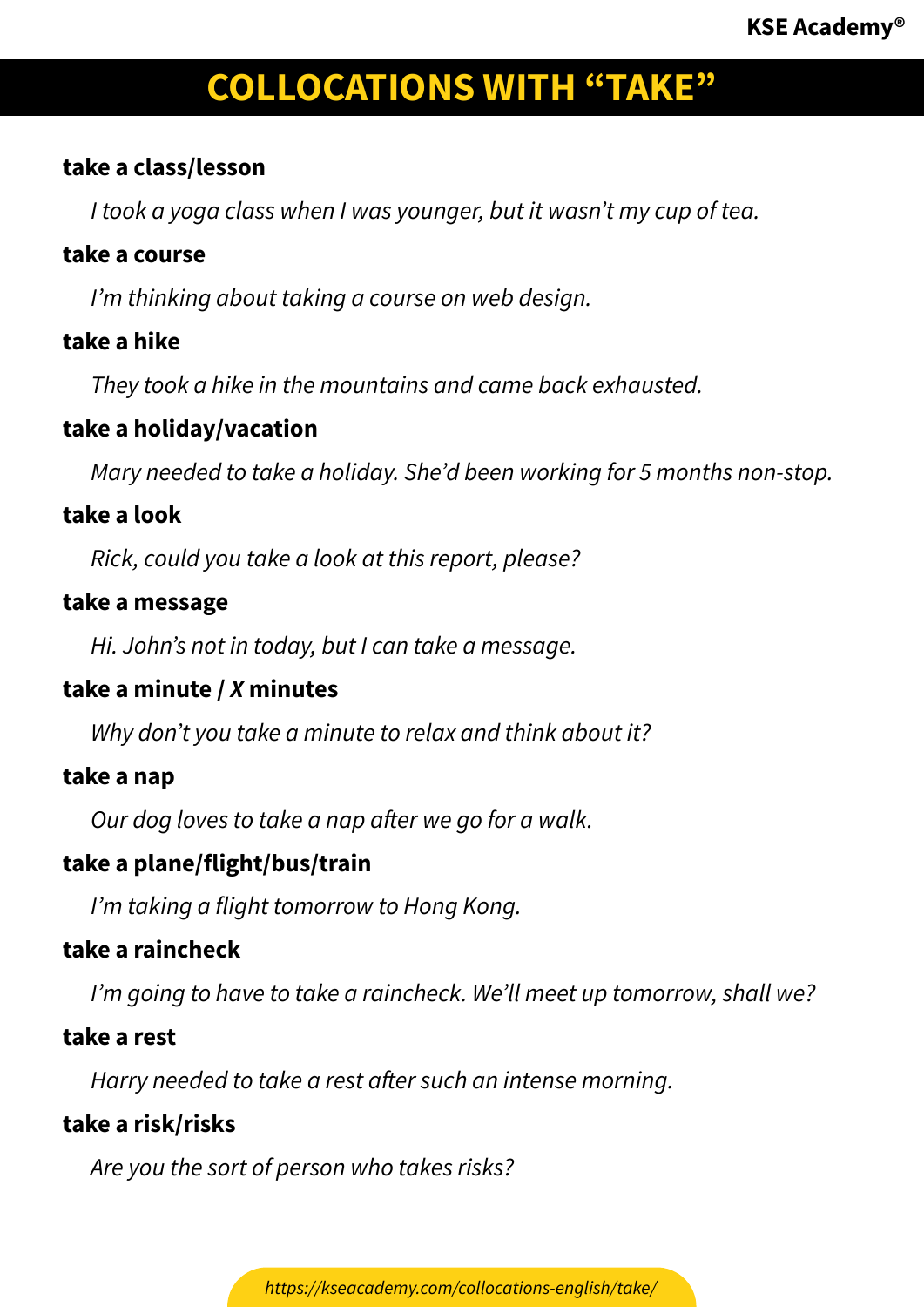# COLLOCATIONS WITH "TAKE"

**take a class/lesson**

*I took a yoga class when I was younger, but it wasn't my cup of tea.*

**take a course**

*I'm thinking about taking a course on web design.*

**take a hike**

*They took a hike in the mountains and came back exhausted.*

**take a holiday/vacation**

*Mary needed to take a holiday. She'd been working for 5 months non-stop.*

**take a look**

*Rick, could you take a look at this report, please?*

**take a message**

*Hi. John's not in today, but I can take a message.*

**take a minute / *X* minutes**

*Why don't you take a minute to relax and think about it?*

**take a nap**

*Our dog loves to take a nap after we go for a walk.*

**take a plane/flight/bus/train**

*I'm taking a flight tomorrow to Hong Kong.*

**take a raincheck**

*I'm going to have to take a raincheck. We'll meet up tomorrow, shall we?*

**take a rest**

*Harry needed to take a rest after such an intense morning.*

**take a risk/risks**

*Are you the sort of person who takes risks?*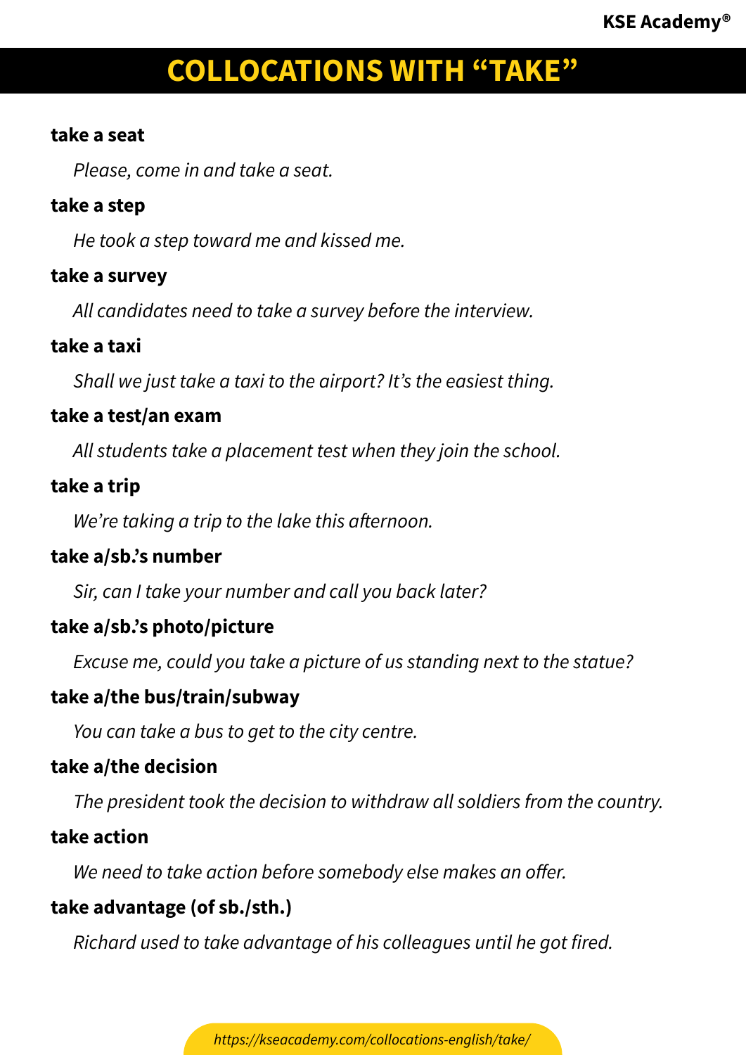# COLLOCATIONS WITH "TAKE"

**take a seat**

*Please, come in and take a seat.*

**take a step**

*He took a step toward me and kissed me.*

**take a survey**

*All candidates need to take a survey before the interview.*

**take a taxi**

*Shall we just take a taxi to the airport? It's the easiest thing.*

**take a test/an exam**

*All students take a placement test when they join the school.*

**take a trip**

*We're taking a trip to the lake this afternoon.*

**take a/sb.'s number**

*Sir, can I take your number and call you back later?*

**take a/sb.'s photo/picture**

*Excuse me, could you take a picture of us standing next to the statue?*

**take a/the bus/train/subway**

*You can take a bus to get to the city centre.*

**take a/the decision**

*The president took the decision to withdraw all soldiers from the country.*

**take action**

*We need to take action before somebody else makes an offer.*

**take advantage (of sb./sth.)**

*Richard used to take advantage of his colleagues until he got fired.*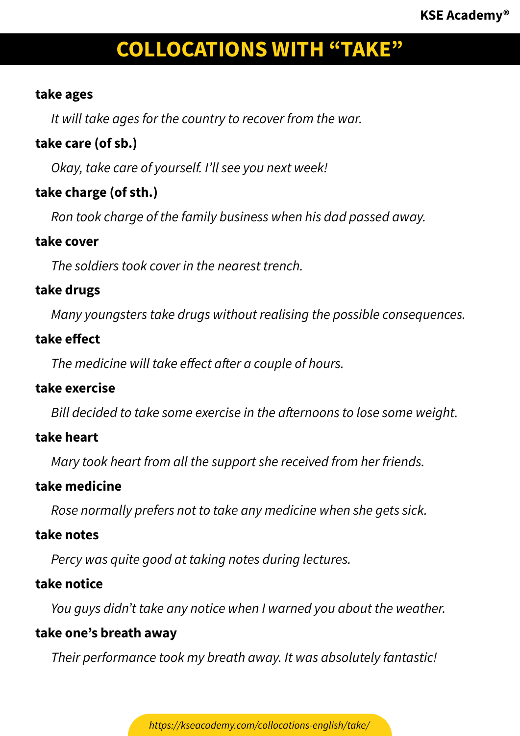# COLLOCATIONS WITH "TAKE"

**take ages**

*It will take ages for the country to recover from the war.*

**take care (of sb.)**

*Okay, take care of yourself. I'll see you next week!*

**take charge (of sth.)**

*Ron took charge of the family business when his dad passed away.*

**take cover**

*The soldiers took cover in the nearest trench.*

**take drugs**

*Many youngsters take drugs without realising the possible consequences.*

**take effect**

*The medicine will take effect after a couple of hours.*

**take exercise**

*Bill decided to take some exercise in the afternoons to lose some weight.*

**take heart**

*Mary took heart from all the support she received from her friends.*

**take medicine**

*Rose normally prefers not to take any medicine when she gets sick.*

**take notes**

*Percy was quite good at taking notes during lectures.*

**take notice**

*You guys didn't take any notice when I warned you about the weather.*

**take one's breath away**

*Their performance took my breath away. It was absolutely fantastic!*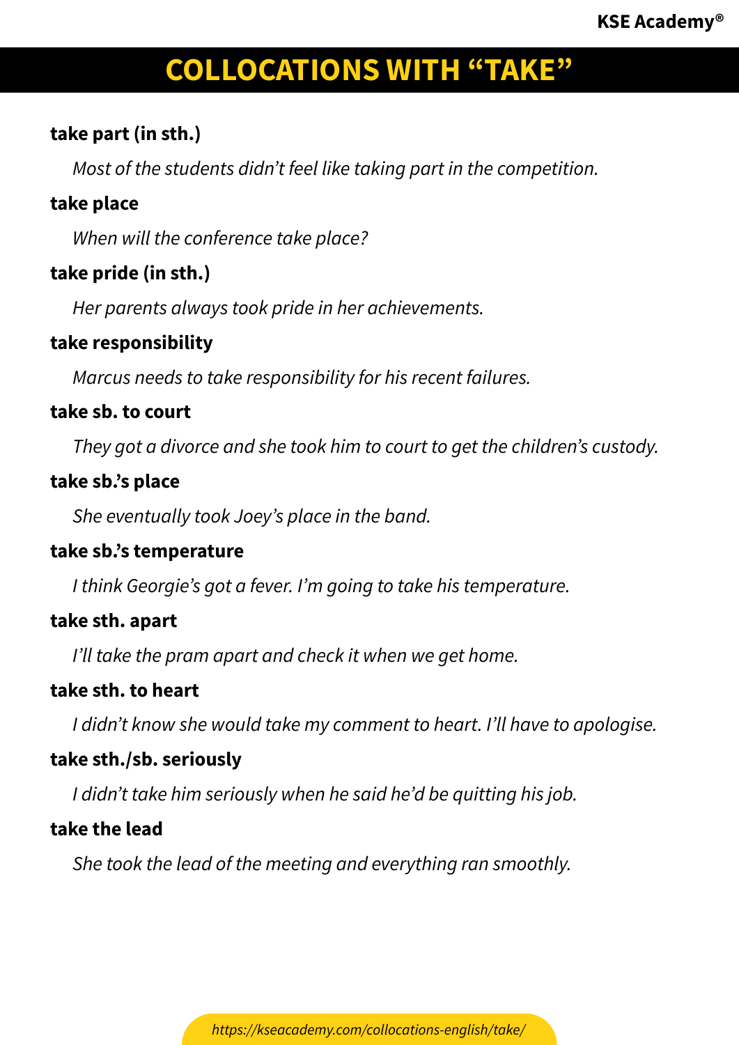# COLLOCATIONS WITH "TAKE"

**take part (in sth.)**

*Most of the students didn't feel like taking part in the competition.*

**take place**

*When will the conference take place?*

**take pride (in sth.)**

*Her parents always took pride in her achievements.*

**take responsibility**

*Marcus needs to take responsibility for his recent failures.*

**take sb. to court**

*They got a divorce and she took him to court to get the children's custody.*

**take sb.'s place**

*She eventually took Joey's place in the band.*

**take sb.'s temperature**

*I think Georgie's got a fever. I'm going to take his temperature.*

**take sth. apart**

*I'll take the pram apart and check it when we get home.*

**take sth. to heart**

*I didn't know she would take my comment to heart. I'll have to apologise.*

**take sth./sb. seriously**

*I didn't take him seriously when he said he'd be quitting his job.*

**take the lead**

*She took the lead of the meeting and everything ran smoothly.*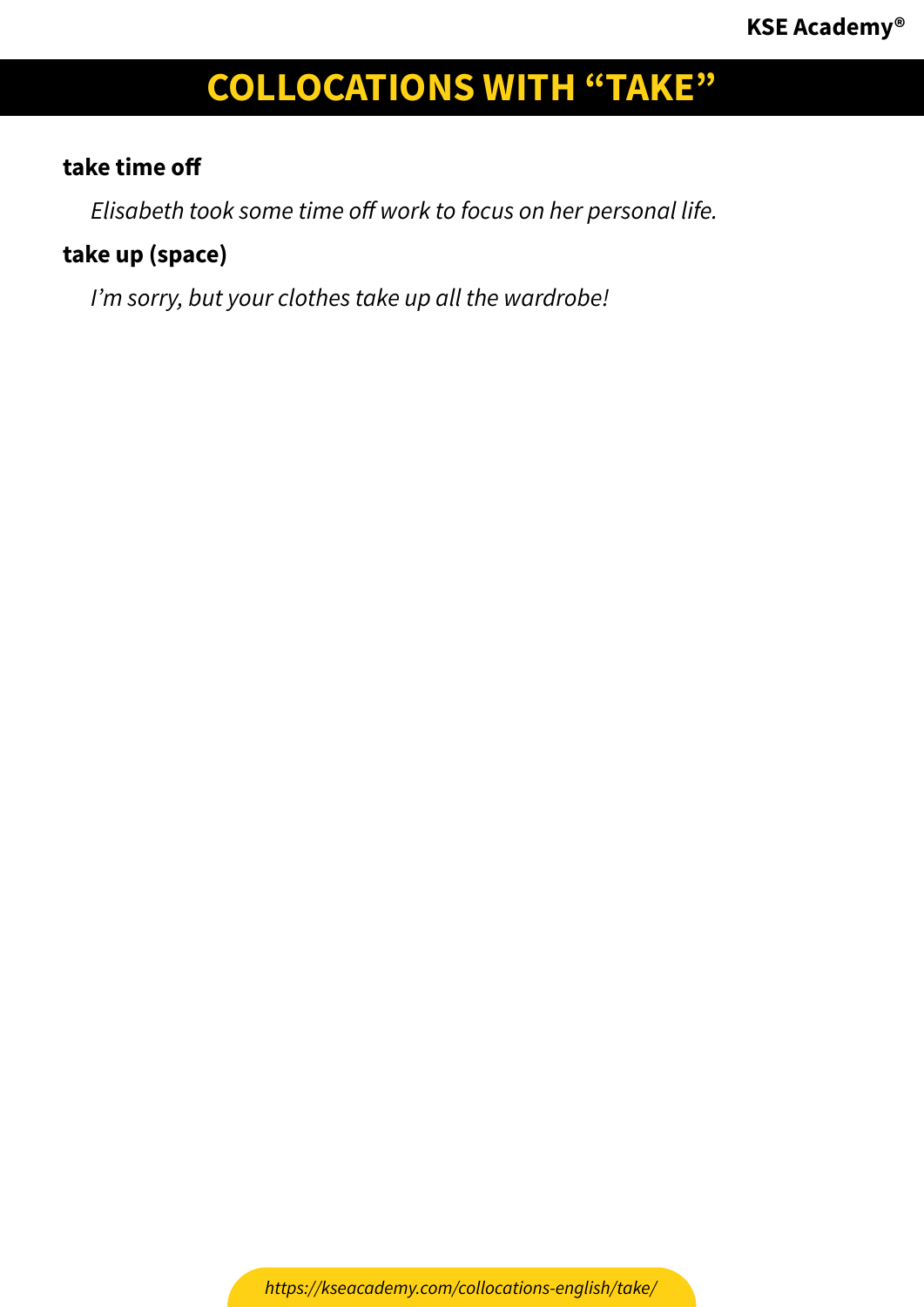# COLLOCATIONS WITH "TAKE"

**take time off**

*Elisabeth took some time off work to focus on her personal life.*

**take up (space)**

*I'm sorry, but your clothes take up all the wardrobe!*